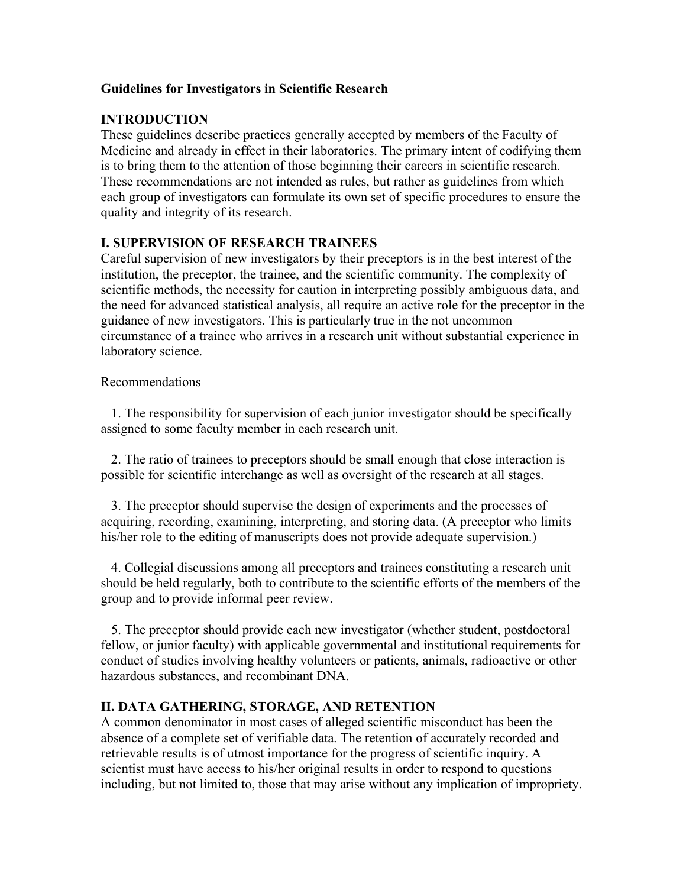## Guidelines for Investigators in Scientific Research

### INTRODUCTION

These guidelines describe practices generally accepted by members of the Faculty of Medicine and already in effect in their laboratories. The primary intent of codifying them is to bring them to the attention of those beginning their careers in scientific research. These recommendations are not intended as rules, but rather as guidelines from which each group of investigators can formulate its own set of specific procedures to ensure the quality and integrity of its research.

### I. SUPERVISION OF RESEARCH TRAINEES

Careful supervision of new investigators by their preceptors is in the best interest of the institution, the preceptor, the trainee, and the scientific community. The complexity of scientific methods, the necessity for caution in interpreting possibly ambiguous data, and the need for advanced statistical analysis, all require an active role for the preceptor in the guidance of new investigators. This is particularly true in the not uncommon circumstance of a trainee who arrives in a research unit without substantial experience in laboratory science.

Recommendations

1. The responsibility for supervision of each junior investigator should be specifically assigned to some faculty member in each research unit.

2. The ratio of trainees to preceptors should be small enough that close interaction is possible for scientific interchange as well as oversight of the research at all stages.

3. The preceptor should supervise the design of experiments and the processes of acquiring, recording, examining, interpreting, and storing data. (A preceptor who limits his/her role to the editing of manuscripts does not provide adequate supervision.)

4. Collegial discussions among all preceptors and trainees constituting a research unit should be held regularly, both to contribute to the scientific efforts of the members of the group and to provide informal peer review.

5. The preceptor should provide each new investigator (whether student, postdoctoral fellow, or junior faculty) with applicable governmental and institutional requirements for conduct of studies involving healthy volunteers or patients, animals, radioactive or other hazardous substances, and recombinant DNA.

### II. DATA GATHERING, STORAGE, AND RETENTION

A common denominator in most cases of alleged scientific misconduct has been the absence of a complete set of verifiable data. The retention of accurately recorded and retrievable results is of utmost importance for the progress of scientific inquiry. A scientist must have access to his/her original results in order to respond to questions including, but not limited to, those that may arise without any implication of impropriety.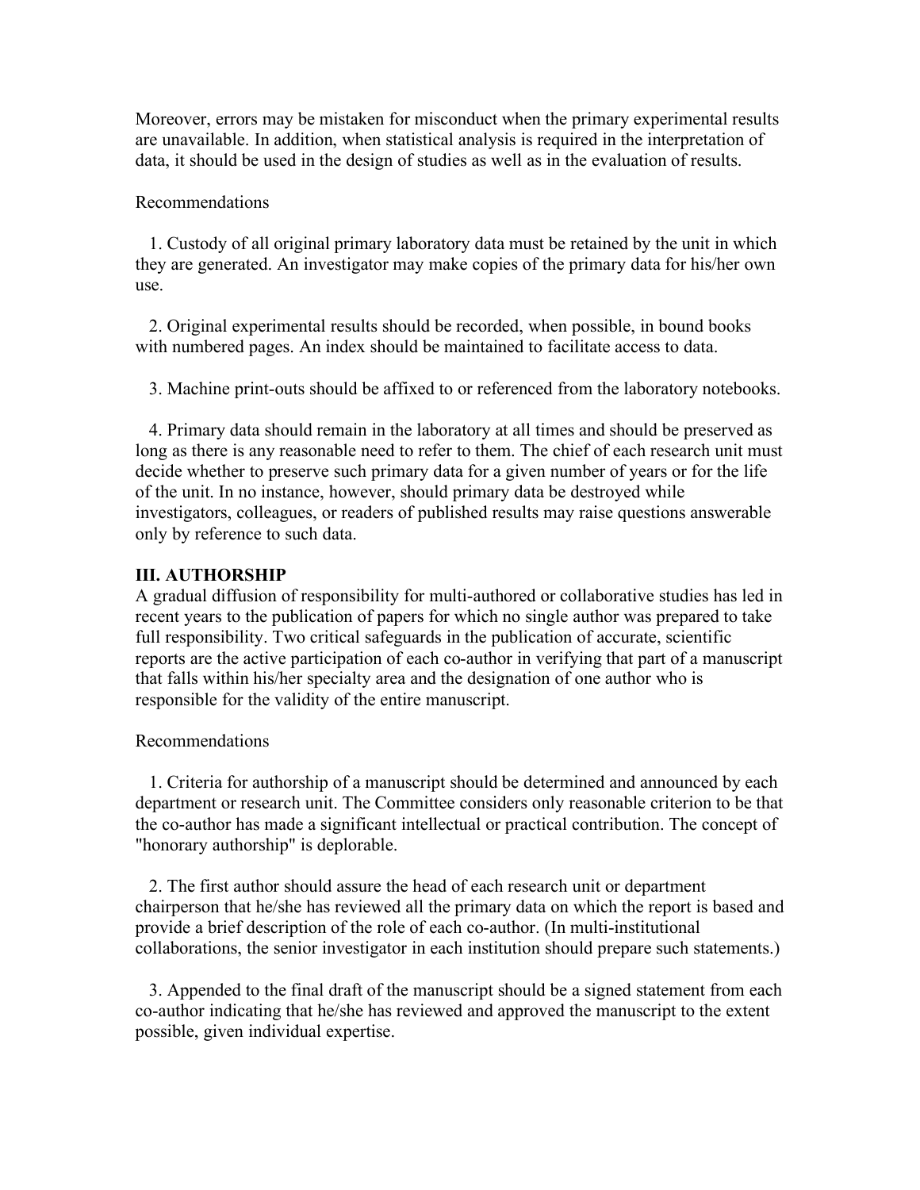Moreover, errors may be mistaken for misconduct when the primary experimental results are unavailable. In addition, when statistical analysis is required in the interpretation of data, it should be used in the design of studies as well as in the evaluation of results.

Recommendations

1. Custody of all original primary laboratory data must be retained by the unit in which they are generated. An investigator may make copies of the primary data for his/her own use.

2. Original experimental results should be recorded, when possible, in bound books with numbered pages. An index should be maintained to facilitate access to data.

3. Machine print-outs should be affixed to or referenced from the laboratory notebooks.

4. Primary data should remain in the laboratory at all times and should be preserved as long as there is any reasonable need to refer to them. The chief of each research unit must decide whether to preserve such primary data for a given number of years or for the life of the unit. In no instance, however, should primary data be destroyed while investigators, colleagues, or readers of published results may raise questions answerable only by reference to such data.

## III. AUTHORSHIP

A gradual diffusion of responsibility for multi-authored or collaborative studies has led in recent years to the publication of papers for which no single author was prepared to take full responsibility. Two critical safeguards in the publication of accurate, scientific reports are the active participation of each co-author in verifying that part of a manuscript that falls within his/her specialty area and the designation of one author who is responsible for the validity of the entire manuscript.

Recommendations

1. Criteria for authorship of a manuscript should be determined and announced by each department or research unit. The Committee considers only reasonable criterion to be that the co-author has made a significant intellectual or practical contribution. The concept of "honorary authorship" is deplorable.

2. The first author should assure the head of each research unit or department chairperson that he/she has reviewed all the primary data on which the report is based and provide a brief description of the role of each co-author. (In multi-institutional collaborations, the senior investigator in each institution should prepare such statements.)

3. Appended to the final draft of the manuscript should be a signed statement from each co-author indicating that he/she has reviewed and approved the manuscript to the extent possible, given individual expertise.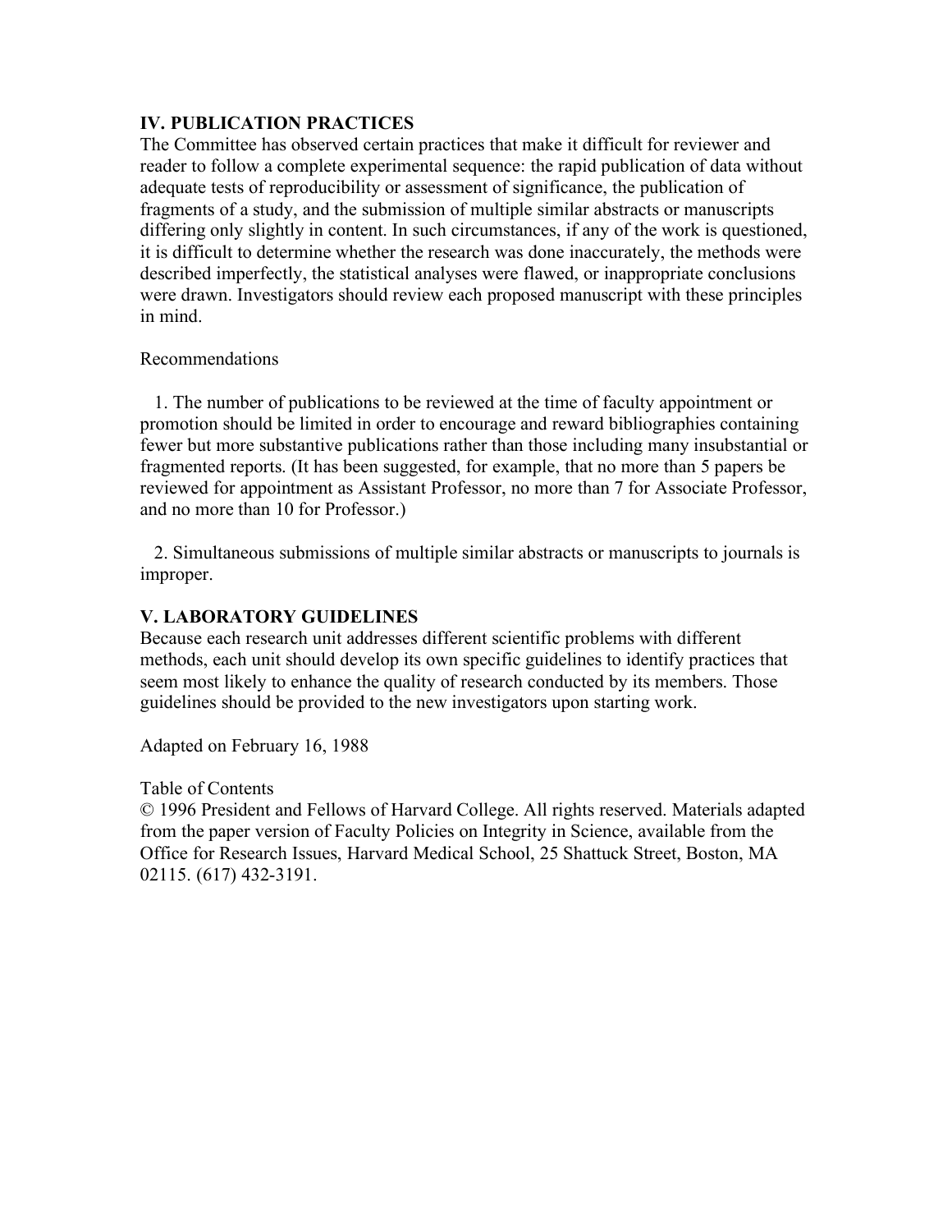## IV. PUBLICATION PRACTICES

The Committee has observed certain practices that make it difficult for reviewer and reader to follow a complete experimental sequence: the rapid publication of data without adequate tests of reproducibility or assessment of significance, the publication of fragments of a study, and the submission of multiple similar abstracts or manuscripts differing only slightly in content. In such circumstances, if any of the work is questioned, it is difficult to determine whether the research was done inaccurately, the methods were described imperfectly, the statistical analyses were flawed, or inappropriate conclusions were drawn. Investigators should review each proposed manuscript with these principles in mind.

Recommendations

1. The number of publications to be reviewed at the time of faculty appointment or promotion should be limited in order to encourage and reward bibliographies containing fewer but more substantive publications rather than those including many insubstantial or fragmented reports. (It has been suggested, for example, that no more than 5 papers be reviewed for appointment as Assistant Professor, no more than 7 for Associate Professor, and no more than 10 for Professor.)

2. Simultaneous submissions of multiple similar abstracts or manuscripts to journals is improper.

## V. LABORATORY GUIDELINES

Because each research unit addresses different scientific problems with different methods, each unit should develop its own specific guidelines to identify practices that seem most likely to enhance the quality of research conducted by its members. Those guidelines should be provided to the new investigators upon starting work.

Adapted on February 16, 1988

Table of Contents

© 1996 President and Fellows of Harvard College. All rights reserved. Materials adapted from the paper version of Faculty Policies on Integrity in Science, available from the Office for Research Issues, Harvard Medical School, 25 Shattuck Street, Boston, MA 02115. (617) 432-3191.